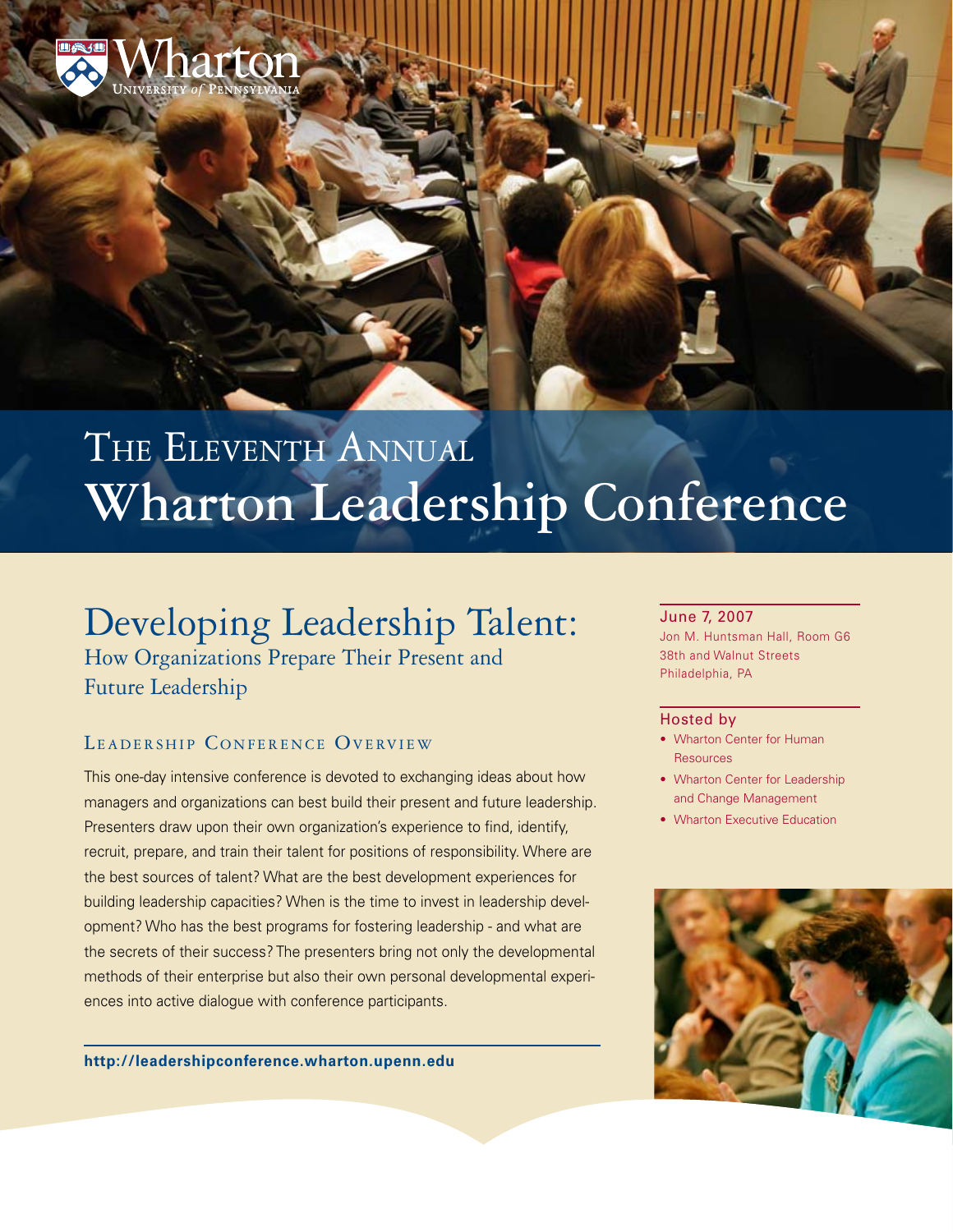Wharton
UNIVERSITY of PENNSYLVANIA

# The Eleventh Annual Wharton Leadership Conference

## Developing Leadership Talent:
### How Organizations Prepare Their Present and Future Leadership

### Leadership Conference Overview

This one-day intensive conference is devoted to exchanging ideas about how managers and organizations can best build their present and future leadership. Presenters draw upon their own organization's experience to find, identify, recruit, prepare, and train their talent for positions of responsibility. Where are the best sources of talent? What are the best development experiences for building leadership capacities? When is the time to invest in leadership development? Who has the best programs for fostering leadership - and what are the secrets of their success? The presenters bring not only the developmental methods of their enterprise but also their own personal developmental experiences into active dialogue with conference participants.

**http://leadershipconference.wharton.upenn.edu**

June 7, 2007
Jon M. Huntsman Hall, Room G6
38th and Walnut Streets
Philadelphia, PA

Hosted by

- Wharton Center for Human Resources
- Wharton Center for Leadership and Change Management
- Wharton Executive Education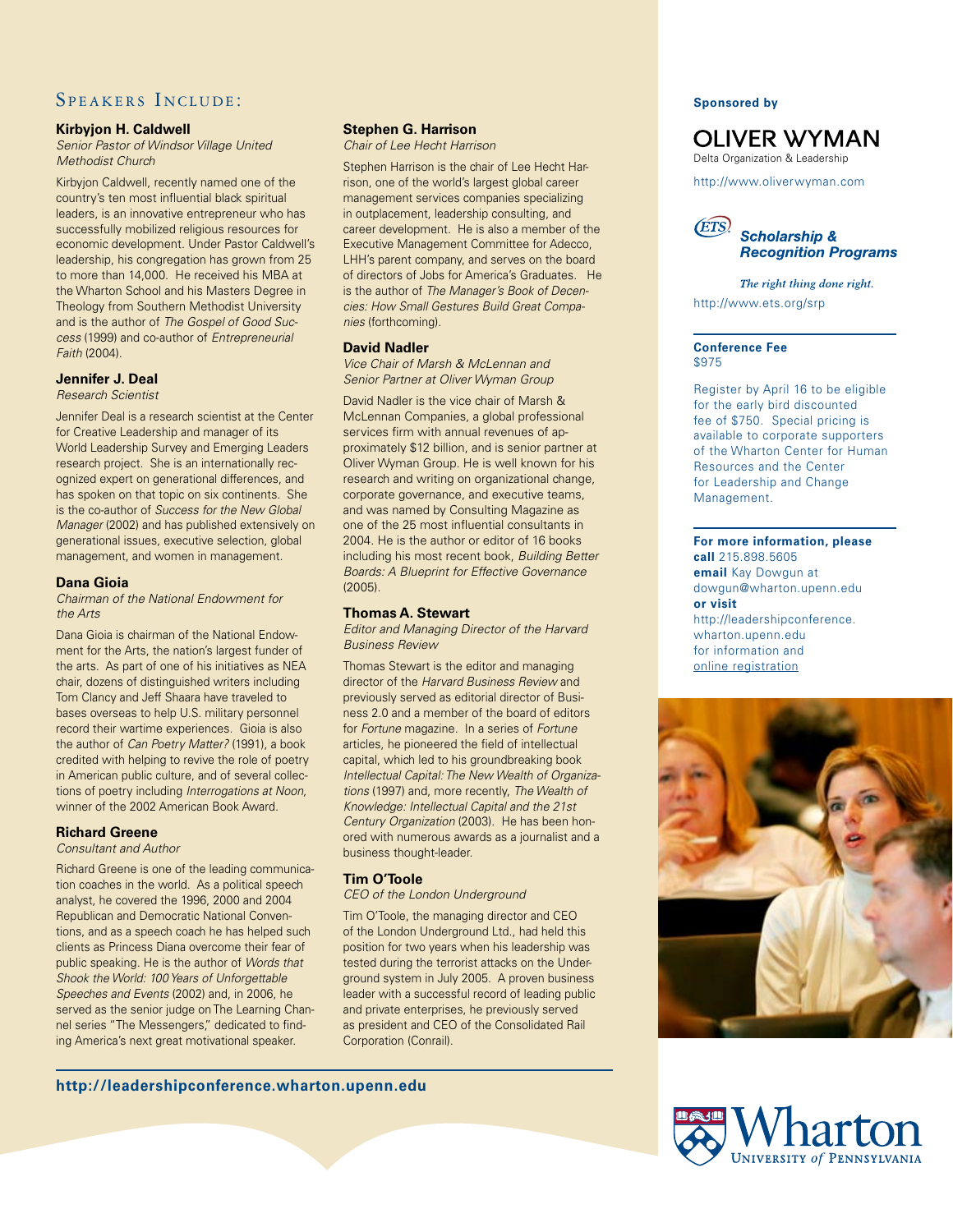## Speakers Include:

### Kirbyjon H. Caldwell

*Senior Pastor of Windsor Village United Methodist Church*

Kirbyjon Caldwell, recently named one of the country's ten most influential black spiritual leaders, is an innovative entrepreneur who has successfully mobilized religious resources for economic development. Under Pastor Caldwell's leadership, his congregation has grown from 25 to more than 14,000. He received his MBA at the Wharton School and his Masters Degree in Theology from Southern Methodist University and is the author of *The Gospel of Good Success* (1999) and co-author of *Entrepreneurial Faith* (2004).

### Jennifer J. Deal

*Research Scientist*

Jennifer Deal is a research scientist at the Center for Creative Leadership and manager of its World Leadership Survey and Emerging Leaders research project. She is an internationally recognized expert on generational differences, and has spoken on that topic on six continents. She is the co-author of *Success for the New Global Manager* (2002) and has published extensively on generational issues, executive selection, global management, and women in management.

### Dana Gioia

*Chairman of the National Endowment for the Arts*

Dana Gioia is chairman of the National Endowment for the Arts, the nation's largest funder of the arts. As part of one of his initiatives as NEA chair, dozens of distinguished writers including Tom Clancy and Jeff Shaara have traveled to bases overseas to help U.S. military personnel record their wartime experiences. Gioia is also the author of *Can Poetry Matter?* (1991), a book credited with helping to revive the role of poetry in American public culture, and of several collections of poetry including *Interrogations at Noon,* winner of the 2002 American Book Award.

### Richard Greene

*Consultant and Author*

Richard Greene is one of the leading communication coaches in the world. As a political speech analyst, he covered the 1996, 2000 and 2004 Republican and Democratic National Conventions, and as a speech coach he has helped such clients as Princess Diana overcome their fear of public speaking. He is the author of *Words that Shook the World: 100 Years of Unforgettable Speeches and Events* (2002) and, in 2006, he served as the senior judge on The Learning Channel series "The Messengers," dedicated to finding America's next great motivational speaker.

### Stephen G. Harrison

*Chair of Lee Hecht Harrison*

Stephen Harrison is the chair of Lee Hecht Harrison, one of the world's largest global career management services companies specializing in outplacement, leadership consulting, and career development. He is also a member of the Executive Management Committee for Adecco, LHH's parent company, and serves on the board of directors of Jobs for America's Graduates. He is the author of *The Manager's Book of Decencies: How Small Gestures Build Great Companies* (forthcoming).

### David Nadler

*Vice Chair of Marsh & McLennan and Senior Partner at Oliver Wyman Group*

David Nadler is the vice chair of Marsh & McLennan Companies, a global professional services firm with annual revenues of approximately $12 billion, and is senior partner at Oliver Wyman Group. He is well known for his research and writing on organizational change, corporate governance, and executive teams, and was named by Consulting Magazine as one of the 25 most influential consultants in 2004. He is the author or editor of 16 books including his most recent book, *Building Better Boards: A Blueprint for Effective Governance* (2005).

### Thomas A. Stewart

*Editor and Managing Director of the Harvard Business Review*

Thomas Stewart is the editor and managing director of the *Harvard Business Review* and previously served as editorial director of Business 2.0 and a member of the board of editors for *Fortune* magazine. In a series of *Fortune* articles, he pioneered the field of intellectual capital, which led to his groundbreaking book *Intellectual Capital: The New Wealth of Organizations* (1997) and, more recently, *The Wealth of Knowledge: Intellectual Capital and the 21st Century Organization* (2003). He has been honored with numerous awards as a journalist and a business thought-leader.

### Tim O'Toole

*CEO of the London Underground*

Tim O'Toole, the managing director and CEO of the London Underground Ltd., had held this position for two years when his leadership was tested during the terrorist attacks on the Underground system in July 2005. A proven business leader with a successful record of leading public and private enterprises, he previously served as president and CEO of the Consolidated Rail Corporation (Conrail).

**http://leadershipconference.wharton.upenn.edu**

**Sponsored by**

**OLIVER WYMAN**
Delta Organization & Leadership

http://www.oliverwyman.com

ETS ***Scholarship & Recognition Programs***

*The right thing done right.*

http://www.ets.org/srp

**Conference Fee**
$975

Register by April 16 to be eligible for the early bird discounted fee of $750. Special pricing is available to corporate supporters of the Wharton Center for Human Resources and the Center for Leadership and Change Management.

**For more information, please call** 215.898.5605
**email** Kay Dowgun at dowgun@wharton.upenn.edu
**or visit** http://leadershipconference.wharton.upenn.edu for information and online registration

Wharton
University *of* Pennsylvania